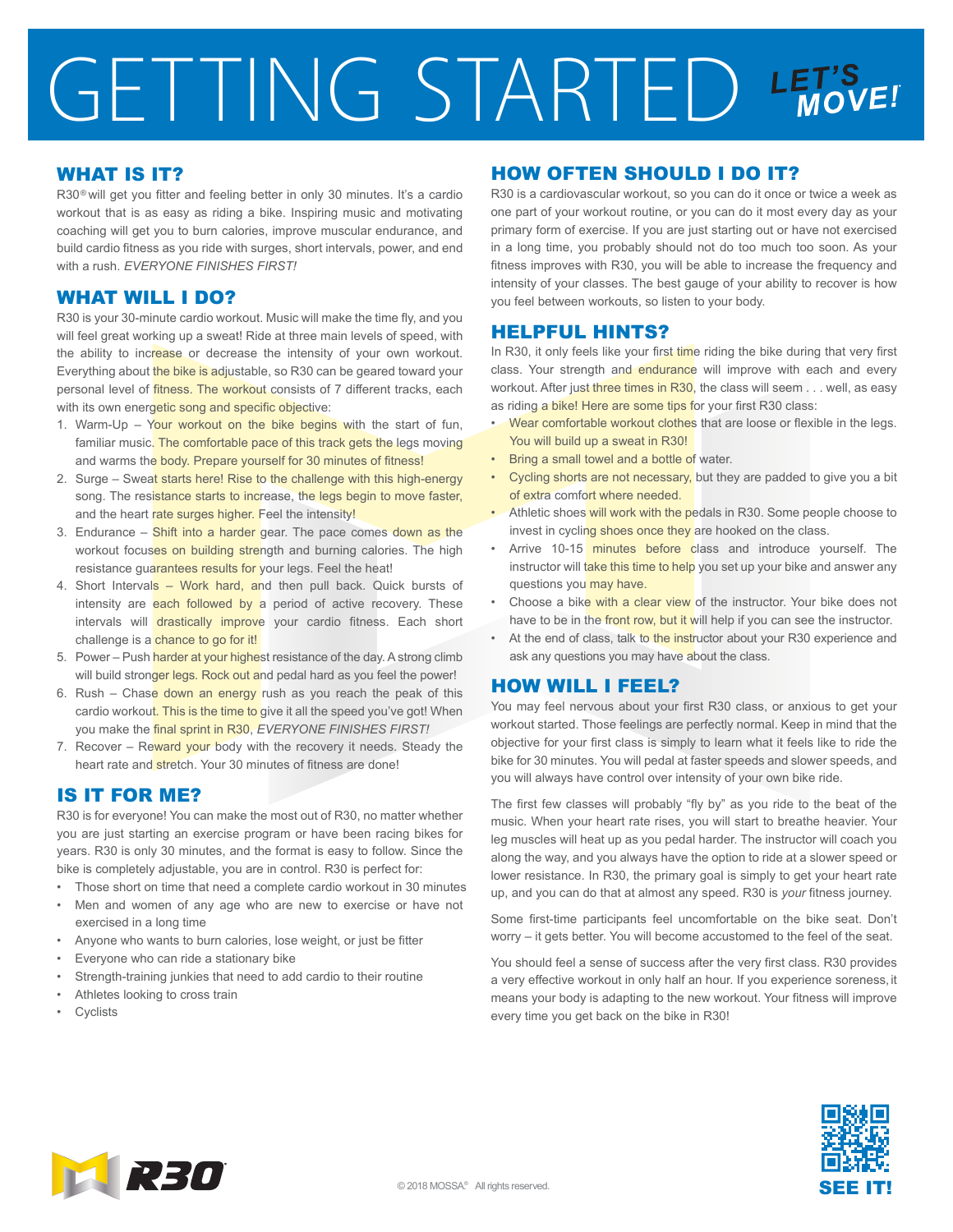# GETTING STARTED

LET'S MOVE!

## WHAT IS IT?

R30® will get you fitter and feeling better in only 30 minutes. It's a cardio workout that is as easy as riding a bike. Inspiring music and motivating coaching will get you to burn calories, improve muscular endurance, and build cardio fitness as you ride with surges, short intervals, power, and end with a rush. *EVERYONE FINISHES FIRST!*

## WHAT WILL I DO?

R30 is your 30-minute cardio workout. Music will make the time fly, and you will feel great working up a sweat! Ride at three main levels of speed, with the ability to increase or decrease the intensity of your own workout. Everything about the bike is adjustable, so R30 can be geared toward your personal level of fitness. The workout consists of 7 different tracks, each with its own energetic song and specific objective:

1. Warm-Up – Your workout on the bike begins with the start of fun, familiar music. The comfortable pace of this track gets the legs moving and warms the body. Prepare yourself for 30 minutes of fitness!
2. Surge – Sweat starts here! Rise to the challenge with this high-energy song. The resistance starts to increase, the legs begin to move faster, and the heart rate surges higher. Feel the intensity!
3. Endurance – Shift into a harder gear. The pace comes down as the workout focuses on building strength and burning calories. The high resistance guarantees results for your legs. Feel the heat!
4. Short Intervals – Work hard, and then pull back. Quick bursts of intensity are each followed by a period of active recovery. These intervals will drastically improve your cardio fitness. Each short challenge is a chance to go for it!
5. Power – Push harder at your highest resistance of the day. A strong climb will build stronger legs. Rock out and pedal hard as you feel the power!
6. Rush – Chase down an energy rush as you reach the peak of this cardio workout. This is the time to give it all the speed you've got! When you make the final sprint in R30, *EVERYONE FINISHES FIRST!*
7. Recover – Reward your body with the recovery it needs. Steady the heart rate and stretch. Your 30 minutes of fitness are done!

## IS IT FOR ME?

R30 is for everyone! You can make the most out of R30, no matter whether you are just starting an exercise program or have been racing bikes for years. R30 is only 30 minutes, and the format is easy to follow. Since the bike is completely adjustable, you are in control. R30 is perfect for:

- Those short on time that need a complete cardio workout in 30 minutes
- Men and women of any age who are new to exercise or have not exercised in a long time
- Anyone who wants to burn calories, lose weight, or just be fitter
- Everyone who can ride a stationary bike
- Strength-training junkies that need to add cardio to their routine
- Athletes looking to cross train
- Cyclists

## HOW OFTEN SHOULD I DO IT?

R30 is a cardiovascular workout, so you can do it once or twice a week as one part of your workout routine, or you can do it most every day as your primary form of exercise. If you are just starting out or have not exercised in a long time, you probably should not do too much too soon. As your fitness improves with R30, you will be able to increase the frequency and intensity of your classes. The best gauge of your ability to recover is how you feel between workouts, so listen to your body.

## HELPFUL HINTS?

In R30, it only feels like your first time riding the bike during that very first class. Your strength and endurance will improve with each and every workout. After just three times in R30, the class will seem . . . well, as easy as riding a bike! Here are some tips for your first R30 class:

- Wear comfortable workout clothes that are loose or flexible in the legs. You will build up a sweat in R30!
- Bring a small towel and a bottle of water.
- Cycling shorts are not necessary, but they are padded to give you a bit of extra comfort where needed.
- Athletic shoes will work with the pedals in R30. Some people choose to invest in cycling shoes once they are hooked on the class.
- Arrive 10-15 minutes before class and introduce yourself. The instructor will take this time to help you set up your bike and answer any questions you may have.
- Choose a bike with a clear view of the instructor. Your bike does not have to be in the front row, but it will help if you can see the instructor.
- At the end of class, talk to the instructor about your R30 experience and ask any questions you may have about the class.

## HOW WILL I FEEL?

You may feel nervous about your first R30 class, or anxious to get your workout started. Those feelings are perfectly normal. Keep in mind that the objective for your first class is simply to learn what it feels like to ride the bike for 30 minutes. You will pedal at faster speeds and slower speeds, and you will always have control over intensity of your own bike ride.

The first few classes will probably "fly by" as you ride to the beat of the music. When your heart rate rises, you will start to breathe heavier. Your leg muscles will heat up as you pedal harder. The instructor will coach you along the way, and you always have the option to ride at a slower speed or lower resistance. In R30, the primary goal is simply to get your heart rate up, and you can do that at almost any speed. R30 is *your* fitness journey.

Some first-time participants feel uncomfortable on the bike seat. Don't worry – it gets better. You will become accustomed to the feel of the seat.

You should feel a sense of success after the very first class. R30 provides a very effective workout in only half an hour. If you experience soreness, it means your body is adapting to the new workout. Your fitness will improve every time you get back on the bike in R30!

R30

© 2018 MOSSA® All rights reserved.

SEE IT!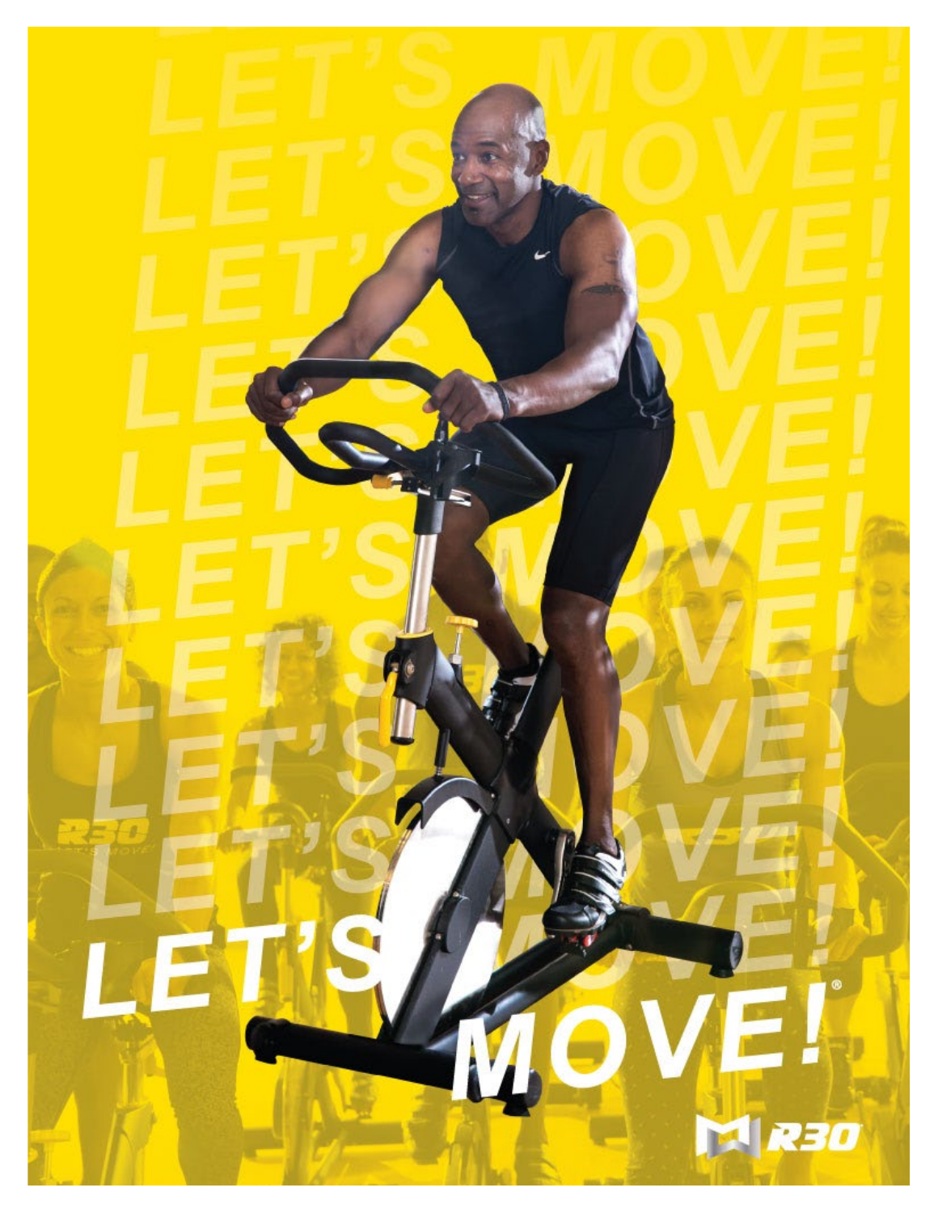LET'S MOVE!®

R30